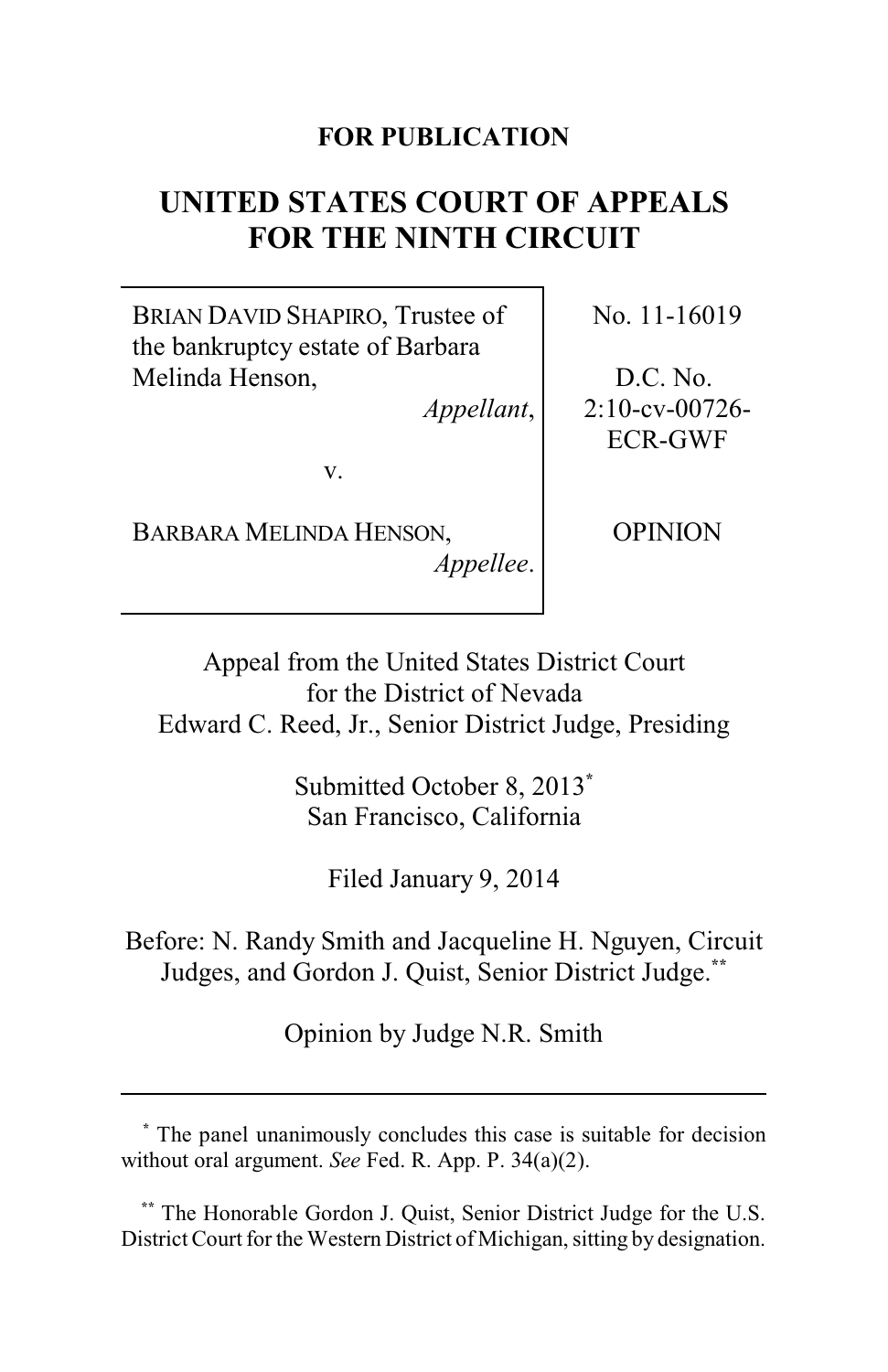**FOR PUBLICATION**

# UNITED STATES COURT OF APPEALS FOR THE NINTH CIRCUIT

| | |
|---|---|
| BRIAN DAVID SHAPIRO, Trustee of the bankruptcy estate of Barbara Melinda Henson, *Appellant*, v. BARBARA MELINDA HENSON, *Appellee*. | No. 11-16019 D.C. No. 2:10-cv-00726-ECR-GWF OPINION |

Appeal from the United States District Court for the District of Nevada
Edward C. Reed, Jr., Senior District Judge, Presiding

Submitted October 8, 2013[*]
San Francisco, California

Filed January 9, 2014

Before: N. Randy Smith and Jacqueline H. Nguyen, Circuit Judges, and Gordon J. Quist, Senior District Judge.[**]

Opinion by Judge N.R. Smith

---

[*] The panel unanimously concludes this case is suitable for decision without oral argument. *See* Fed. R. App. P. 34(a)(2).

[**] The Honorable Gordon J. Quist, Senior District Judge for the U.S. District Court for the Western District of Michigan, sitting by designation.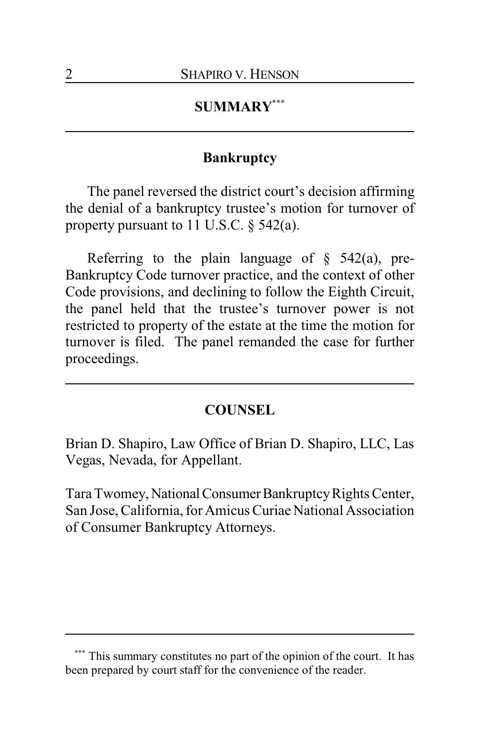## SUMMARY[***]

### Bankruptcy

The panel reversed the district court's decision affirming the denial of a bankruptcy trustee's motion for turnover of property pursuant to 11 U.S.C. § 542(a).

Referring to the plain language of § 542(a), pre-Bankruptcy Code turnover practice, and the context of other Code provisions, and declining to follow the Eighth Circuit, the panel held that the trustee's turnover power is not restricted to property of the estate at the time the motion for turnover is filed. The panel remanded the case for further proceedings.

## COUNSEL

Brian D. Shapiro, Law Office of Brian D. Shapiro, LLC, Las Vegas, Nevada, for Appellant.

Tara Twomey, National Consumer Bankruptcy Rights Center, San Jose, California, for Amicus Curiae National Association of Consumer Bankruptcy Attorneys.

---

[***] This summary constitutes no part of the opinion of the court. It has been prepared by court staff for the convenience of the reader.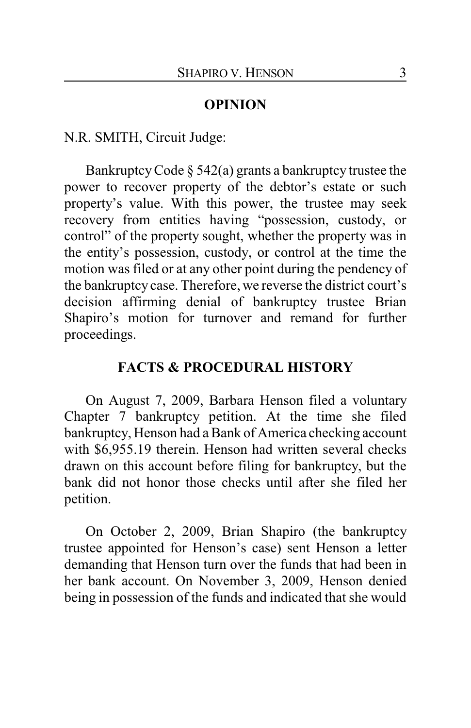## OPINION

N.R. SMITH, Circuit Judge:

Bankruptcy Code § 542(a) grants a bankruptcy trustee the power to recover property of the debtor's estate or such property's value. With this power, the trustee may seek recovery from entities having "possession, custody, or control" of the property sought, whether the property was in the entity's possession, custody, or control at the time the motion was filed or at any other point during the pendency of the bankruptcy case. Therefore, we reverse the district court's decision affirming denial of bankruptcy trustee Brian Shapiro's motion for turnover and remand for further proceedings.

## FACTS & PROCEDURAL HISTORY

On August 7, 2009, Barbara Henson filed a voluntary Chapter 7 bankruptcy petition. At the time she filed bankruptcy, Henson had a Bank of America checking account with $6,955.19 therein. Henson had written several checks drawn on this account before filing for bankruptcy, but the bank did not honor those checks until after she filed her petition.

On October 2, 2009, Brian Shapiro (the bankruptcy trustee appointed for Henson's case) sent Henson a letter demanding that Henson turn over the funds that had been in her bank account. On November 3, 2009, Henson denied being in possession of the funds and indicated that she would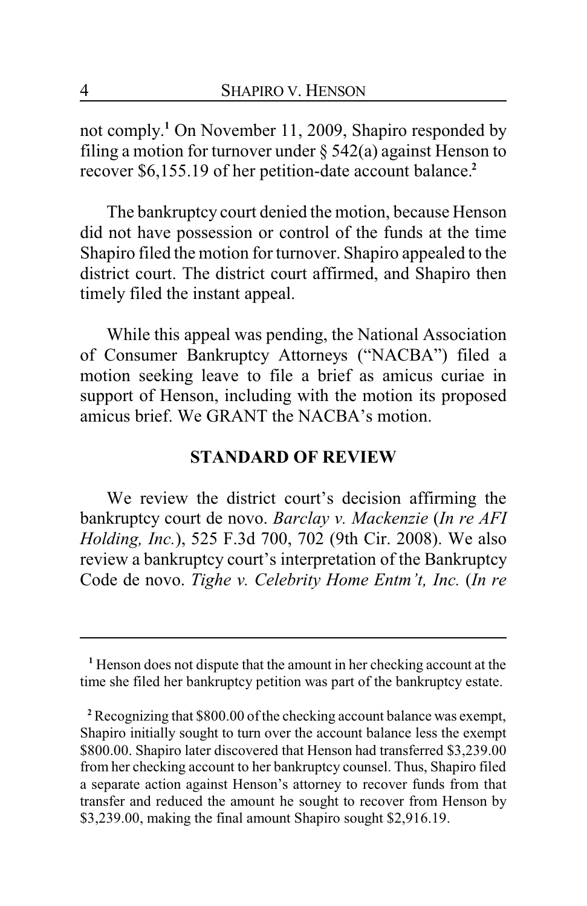not comply.[1] On November 11, 2009, Shapiro responded by filing a motion for turnover under § 542(a) against Henson to recover $6,155.19 of her petition-date account balance.[2]

The bankruptcy court denied the motion, because Henson did not have possession or control of the funds at the time Shapiro filed the motion for turnover. Shapiro appealed to the district court. The district court affirmed, and Shapiro then timely filed the instant appeal.

While this appeal was pending, the National Association of Consumer Bankruptcy Attorneys ("NACBA") filed a motion seeking leave to file a brief as amicus curiae in support of Henson, including with the motion its proposed amicus brief. We GRANT the NACBA's motion.

## STANDARD OF REVIEW

We review the district court's decision affirming the bankruptcy court de novo. *Barclay v. Mackenzie* (*In re AFI Holding, Inc.*), 525 F.3d 700, 702 (9th Cir. 2008). We also review a bankruptcy court's interpretation of the Bankruptcy Code de novo. *Tighe v. Celebrity Home Entm't, Inc.* (*In re*

---

[1] Henson does not dispute that the amount in her checking account at the time she filed her bankruptcy petition was part of the bankruptcy estate.

[2] Recognizing that $800.00 of the checking account balance was exempt, Shapiro initially sought to turn over the account balance less the exempt $800.00. Shapiro later discovered that Henson had transferred $3,239.00 from her checking account to her bankruptcy counsel. Thus, Shapiro filed a separate action against Henson's attorney to recover funds from that transfer and reduced the amount he sought to recover from Henson by $3,239.00, making the final amount Shapiro sought $2,916.19.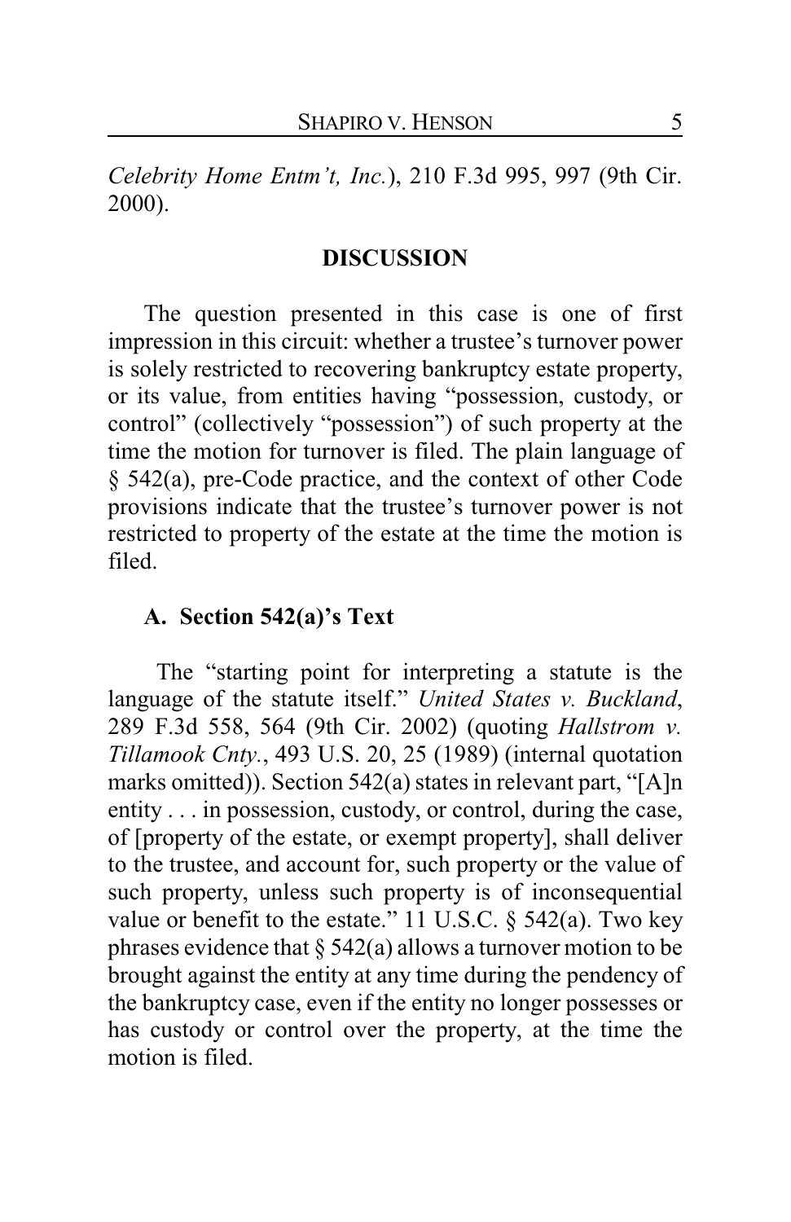*Celebrity Home Entm't, Inc.*), 210 F.3d 995, 997 (9th Cir. 2000).

## DISCUSSION

The question presented in this case is one of first impression in this circuit: whether a trustee's turnover power is solely restricted to recovering bankruptcy estate property, or its value, from entities having "possession, custody, or control" (collectively "possession") of such property at the time the motion for turnover is filed. The plain language of § 542(a), pre-Code practice, and the context of other Code provisions indicate that the trustee's turnover power is not restricted to property of the estate at the time the motion is filed.

### A. Section 542(a)'s Text

The "starting point for interpreting a statute is the language of the statute itself." *United States v. Buckland*, 289 F.3d 558, 564 (9th Cir. 2002) (quoting *Hallstrom v. Tillamook Cnty.*, 493 U.S. 20, 25 (1989) (internal quotation marks omitted)). Section 542(a) states in relevant part, "[A]n entity . . . in possession, custody, or control, during the case, of [property of the estate, or exempt property], shall deliver to the trustee, and account for, such property or the value of such property, unless such property is of inconsequential value or benefit to the estate." 11 U.S.C. § 542(a). Two key phrases evidence that § 542(a) allows a turnover motion to be brought against the entity at any time during the pendency of the bankruptcy case, even if the entity no longer possesses or has custody or control over the property, at the time the motion is filed.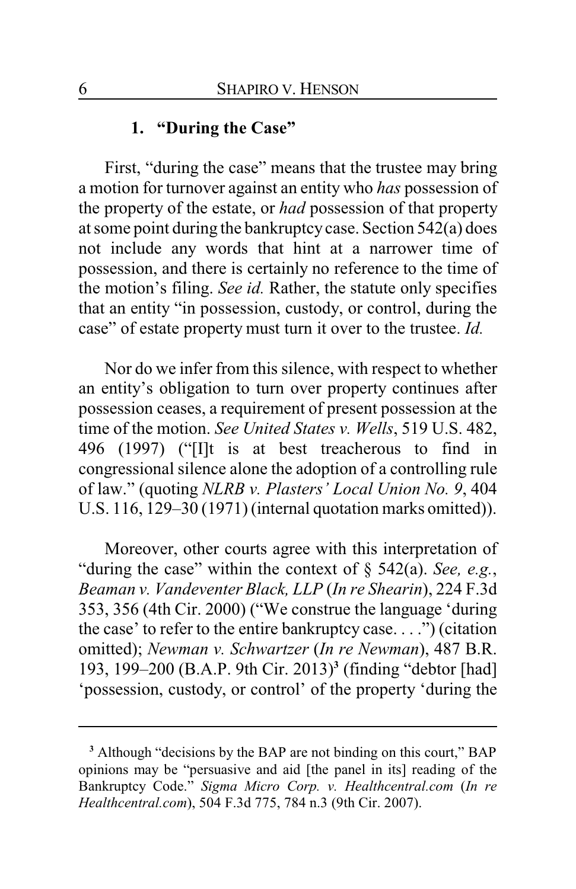### 1. "During the Case"

First, "during the case" means that the trustee may bring a motion for turnover against an entity who *has* possession of the property of the estate, or *had* possession of that property at some point during the bankruptcy case. Section 542(a) does not include any words that hint at a narrower time of possession, and there is certainly no reference to the time of the motion's filing. *See id.* Rather, the statute only specifies that an entity "in possession, custody, or control, during the case" of estate property must turn it over to the trustee. *Id.*

Nor do we infer from this silence, with respect to whether an entity's obligation to turn over property continues after possession ceases, a requirement of present possession at the time of the motion. *See United States v. Wells*, 519 U.S. 482, 496 (1997) ("[I]t is at best treacherous to find in congressional silence alone the adoption of a controlling rule of law." (quoting *NLRB v. Plasters' Local Union No. 9*, 404 U.S. 116, 129–30 (1971) (internal quotation marks omitted)).

Moreover, other courts agree with this interpretation of "during the case" within the context of § 542(a). *See, e.g.*, *Beaman v. Vandeventer Black, LLP* (*In re Shearin*), 224 F.3d 353, 356 (4th Cir. 2000) ("We construe the language 'during the case' to refer to the entire bankruptcy case. . . .") (citation omitted); *Newman v. Schwartzer* (*In re Newman*), 487 B.R. 193, 199–200 (B.A.P. 9th Cir. 2013)[3] (finding "debtor [had] 'possession, custody, or control' of the property 'during the

---

[3] Although "decisions by the BAP are not binding on this court," BAP opinions may be "persuasive and aid [the panel in its] reading of the Bankruptcy Code." *Sigma Micro Corp. v. Healthcentral.com* (*In re Healthcentral.com*), 504 F.3d 775, 784 n.3 (9th Cir. 2007).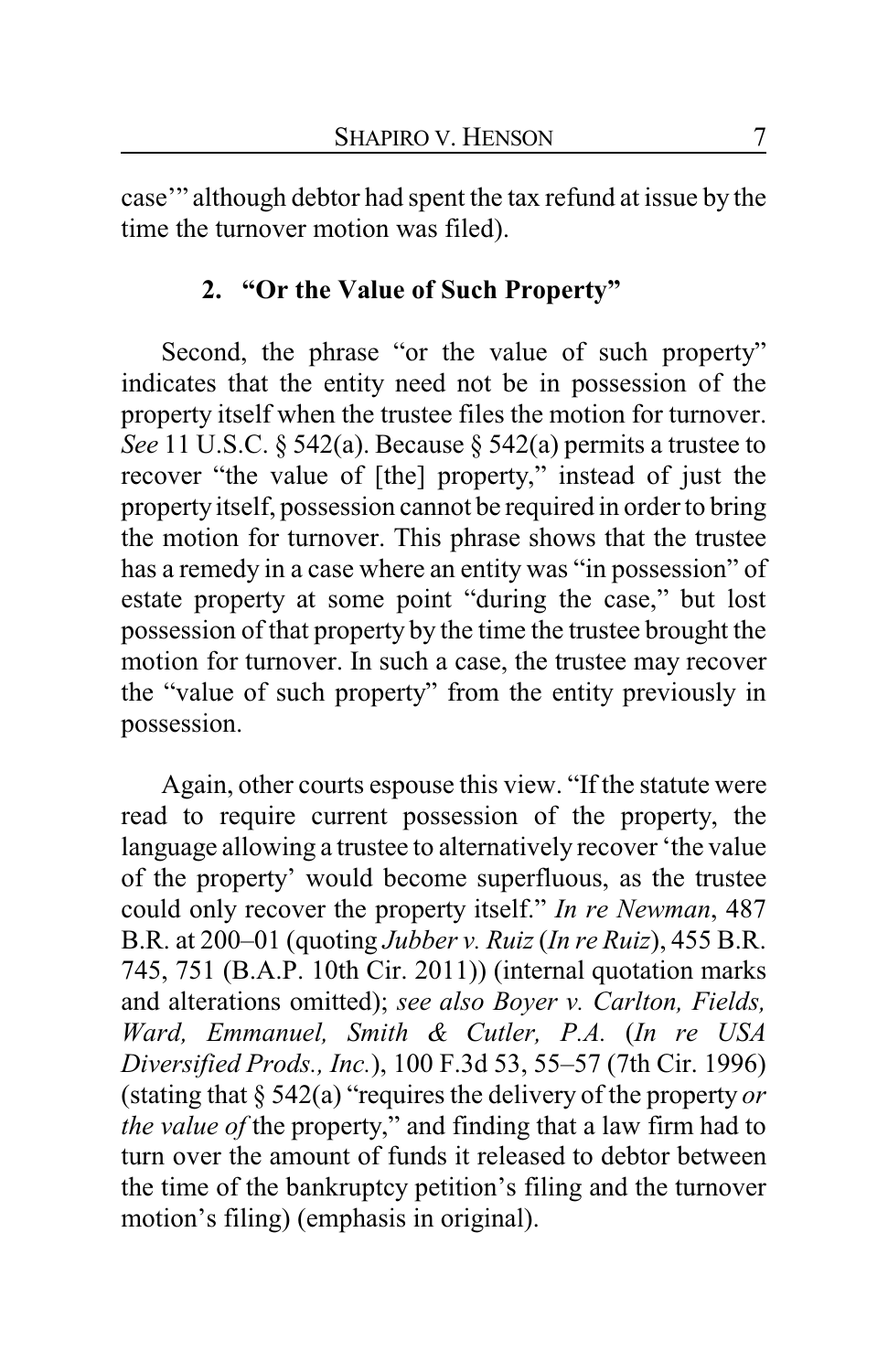case'" although debtor had spent the tax refund at issue by the time the turnover motion was filed).

### 2. "Or the Value of Such Property"

Second, the phrase "or the value of such property" indicates that the entity need not be in possession of the property itself when the trustee files the motion for turnover. *See* 11 U.S.C. § 542(a). Because § 542(a) permits a trustee to recover "the value of [the] property," instead of just the property itself, possession cannot be required in order to bring the motion for turnover. This phrase shows that the trustee has a remedy in a case where an entity was "in possession" of estate property at some point "during the case," but lost possession of that property by the time the trustee brought the motion for turnover. In such a case, the trustee may recover the "value of such property" from the entity previously in possession.

Again, other courts espouse this view. "If the statute were read to require current possession of the property, the language allowing a trustee to alternatively recover 'the value of the property' would become superfluous, as the trustee could only recover the property itself." *In re Newman*, 487 B.R. at 200–01 (quoting *Jubber v. Ruiz* (*In re Ruiz*), 455 B.R. 745, 751 (B.A.P. 10th Cir. 2011)) (internal quotation marks and alterations omitted); *see also Boyer v. Carlton, Fields, Ward, Emmanuel, Smith & Cutler, P.A.* (*In re USA Diversified Prods., Inc.*), 100 F.3d 53, 55–57 (7th Cir. 1996) (stating that § 542(a) "requires the delivery of the property *or the value of* the property," and finding that a law firm had to turn over the amount of funds it released to debtor between the time of the bankruptcy petition's filing and the turnover motion's filing) (emphasis in original).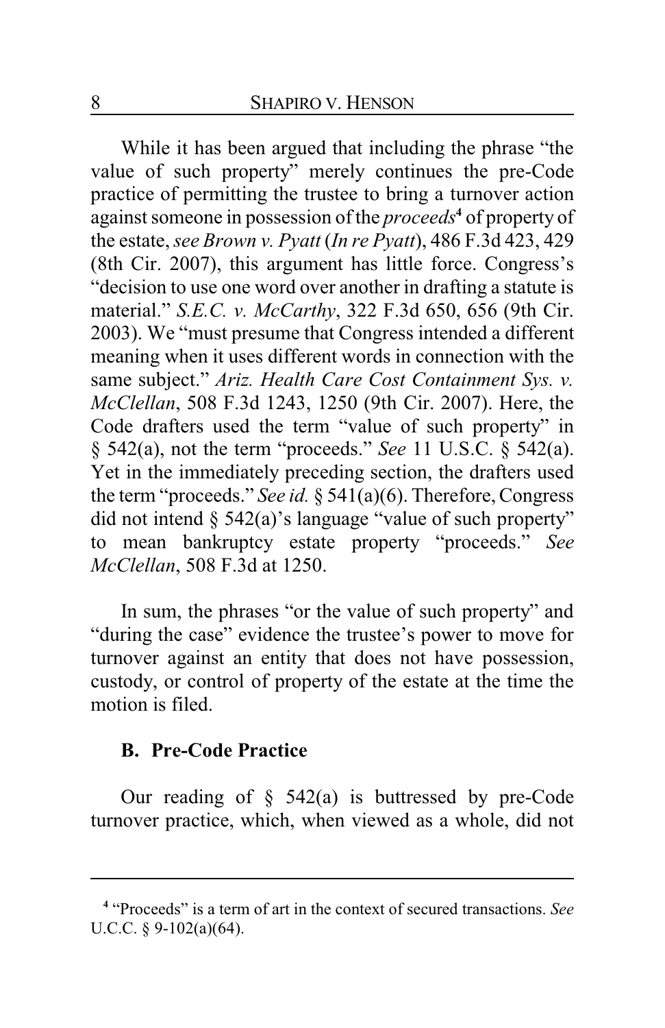While it has been argued that including the phrase "the value of such property" merely continues the pre-Code practice of permitting the trustee to bring a turnover action against someone in possession of the *proceeds*[4] of property of the estate, *see Brown v. Pyatt* (*In re Pyatt*), 486 F.3d 423, 429 (8th Cir. 2007), this argument has little force. Congress's "decision to use one word over another in drafting a statute is material." *S.E.C. v. McCarthy*, 322 F.3d 650, 656 (9th Cir. 2003). We "must presume that Congress intended a different meaning when it uses different words in connection with the same subject." *Ariz. Health Care Cost Containment Sys. v. McClellan*, 508 F.3d 1243, 1250 (9th Cir. 2007). Here, the Code drafters used the term "value of such property" in § 542(a), not the term "proceeds." *See* 11 U.S.C. § 542(a). Yet in the immediately preceding section, the drafters used the term "proceeds." *See id.* § 541(a)(6). Therefore, Congress did not intend § 542(a)'s language "value of such property" to mean bankruptcy estate property "proceeds." *See McClellan*, 508 F.3d at 1250.

In sum, the phrases "or the value of such property" and "during the case" evidence the trustee's power to move for turnover against an entity that does not have possession, custody, or control of property of the estate at the time the motion is filed.

### B. Pre-Code Practice

Our reading of § 542(a) is buttressed by pre-Code turnover practice, which, when viewed as a whole, did not

---

[4] "Proceeds" is a term of art in the context of secured transactions. *See* U.C.C. § 9-102(a)(64).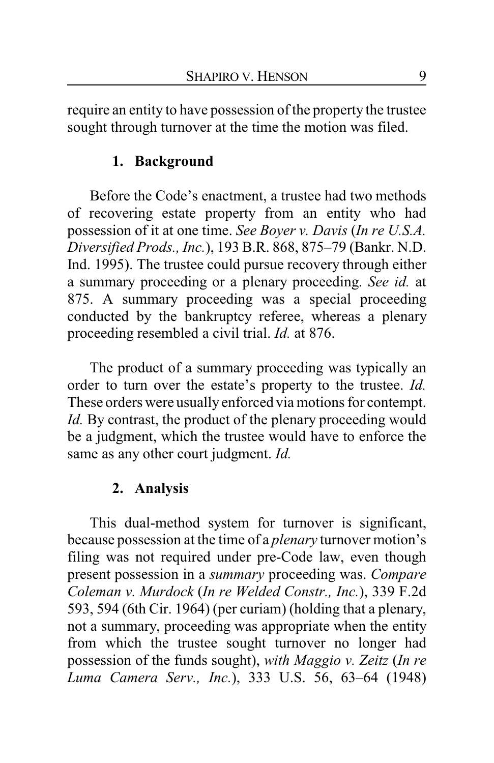require an entity to have possession of the property the trustee sought through turnover at the time the motion was filed.

### 1. Background

Before the Code's enactment, a trustee had two methods of recovering estate property from an entity who had possession of it at one time. *See Boyer v. Davis* (*In re U.S.A. Diversified Prods., Inc.*), 193 B.R. 868, 875–79 (Bankr. N.D. Ind. 1995). The trustee could pursue recovery through either a summary proceeding or a plenary proceeding. *See id.* at 875. A summary proceeding was a special proceeding conducted by the bankruptcy referee, whereas a plenary proceeding resembled a civil trial. *Id.* at 876.

The product of a summary proceeding was typically an order to turn over the estate's property to the trustee. *Id.* These orders were usually enforced via motions for contempt. *Id.* By contrast, the product of the plenary proceeding would be a judgment, which the trustee would have to enforce the same as any other court judgment. *Id.*

### 2. Analysis

This dual-method system for turnover is significant, because possession at the time of a *plenary* turnover motion's filing was not required under pre-Code law, even though present possession in a *summary* proceeding was. *Compare Coleman v. Murdock* (*In re Welded Constr., Inc.*), 339 F.2d 593, 594 (6th Cir. 1964) (per curiam) (holding that a plenary, not a summary, proceeding was appropriate when the entity from which the trustee sought turnover no longer had possession of the funds sought), *with Maggio v. Zeitz* (*In re Luma Camera Serv., Inc.*), 333 U.S. 56, 63–64 (1948)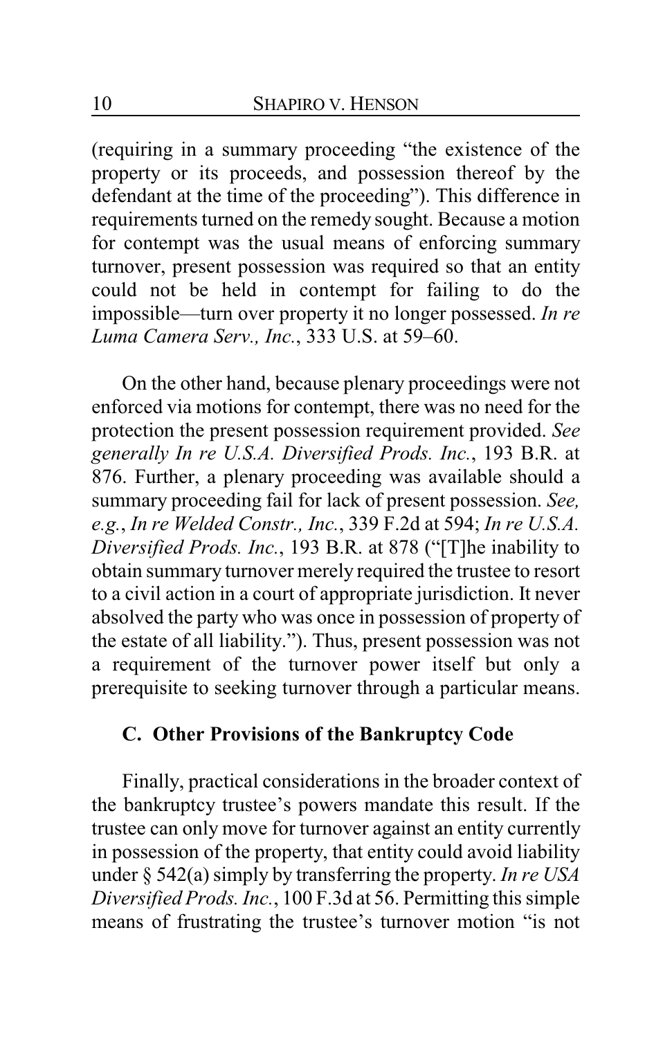(requiring in a summary proceeding "the existence of the property or its proceeds, and possession thereof by the defendant at the time of the proceeding"). This difference in requirements turned on the remedy sought. Because a motion for contempt was the usual means of enforcing summary turnover, present possession was required so that an entity could not be held in contempt for failing to do the impossible—turn over property it no longer possessed. *In re Luma Camera Serv., Inc.*, 333 U.S. at 59–60.

On the other hand, because plenary proceedings were not enforced via motions for contempt, there was no need for the protection the present possession requirement provided. *See generally In re U.S.A. Diversified Prods. Inc.*, 193 B.R. at 876. Further, a plenary proceeding was available should a summary proceeding fail for lack of present possession. *See, e.g.*, *In re Welded Constr., Inc.*, 339 F.2d at 594; *In re U.S.A. Diversified Prods. Inc.*, 193 B.R. at 878 ("[T]he inability to obtain summary turnover merely required the trustee to resort to a civil action in a court of appropriate jurisdiction. It never absolved the party who was once in possession of property of the estate of all liability."). Thus, present possession was not a requirement of the turnover power itself but only a prerequisite to seeking turnover through a particular means.

### C. Other Provisions of the Bankruptcy Code

Finally, practical considerations in the broader context of the bankruptcy trustee's powers mandate this result. If the trustee can only move for turnover against an entity currently in possession of the property, that entity could avoid liability under § 542(a) simply by transferring the property. *In re USA Diversified Prods. Inc.*, 100 F.3d at 56. Permitting this simple means of frustrating the trustee's turnover motion "is not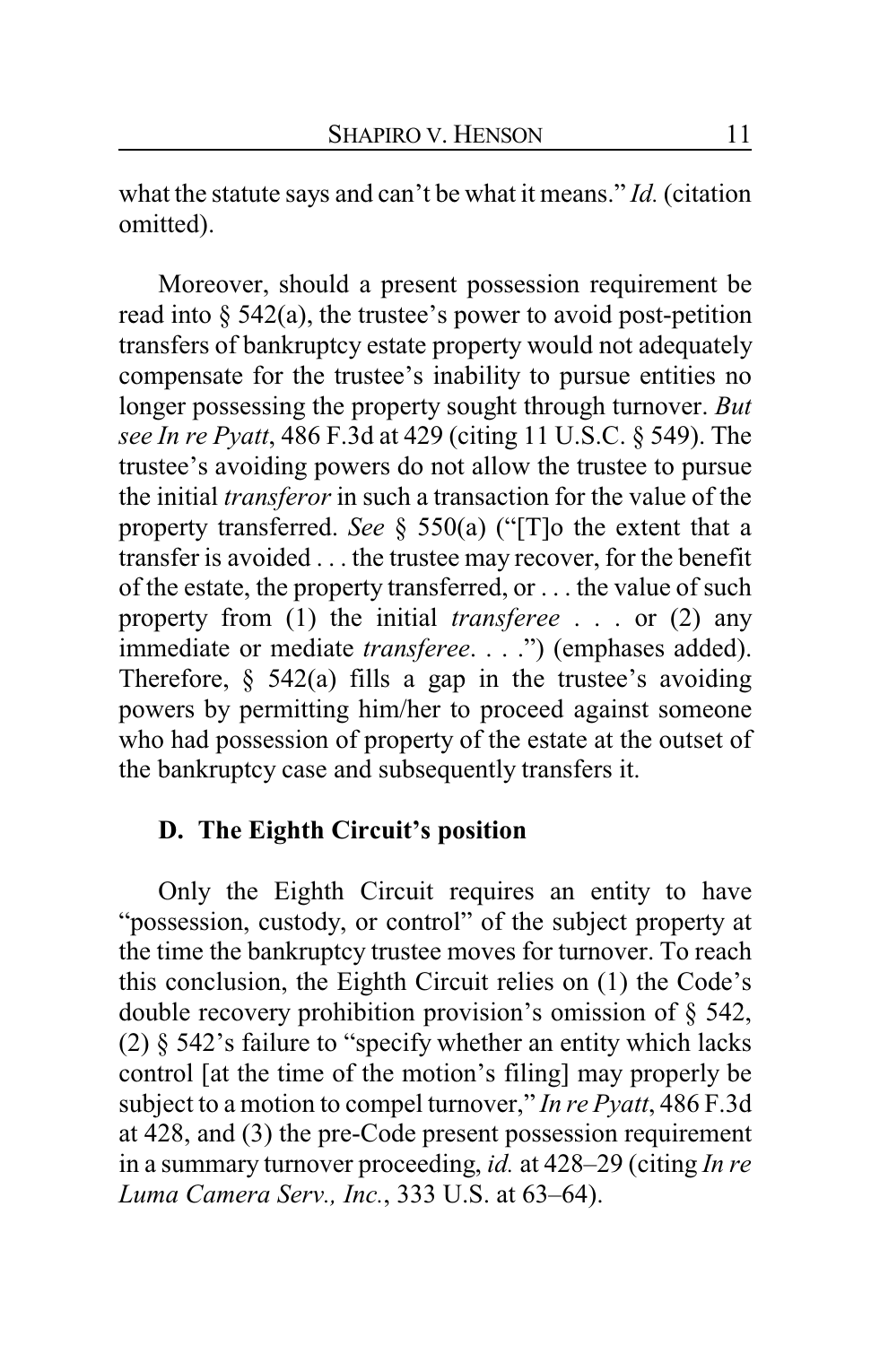what the statute says and can't be what it means." *Id.* (citation omitted).

Moreover, should a present possession requirement be read into § 542(a), the trustee's power to avoid post-petition transfers of bankruptcy estate property would not adequately compensate for the trustee's inability to pursue entities no longer possessing the property sought through turnover. *But see In re Pyatt*, 486 F.3d at 429 (citing 11 U.S.C. § 549). The trustee's avoiding powers do not allow the trustee to pursue the initial *transferor* in such a transaction for the value of the property transferred. *See* § 550(a) ("[T]o the extent that a transfer is avoided . . . the trustee may recover, for the benefit of the estate, the property transferred, or . . . the value of such property from (1) the initial *transferee* . . . or (2) any immediate or mediate *transferee*. . . .") (emphases added). Therefore, § 542(a) fills a gap in the trustee's avoiding powers by permitting him/her to proceed against someone who had possession of property of the estate at the outset of the bankruptcy case and subsequently transfers it.

### D. The Eighth Circuit's position

Only the Eighth Circuit requires an entity to have "possession, custody, or control" of the subject property at the time the bankruptcy trustee moves for turnover. To reach this conclusion, the Eighth Circuit relies on (1) the Code's double recovery prohibition provision's omission of § 542, (2) § 542's failure to "specify whether an entity which lacks control [at the time of the motion's filing] may properly be subject to a motion to compel turnover," *In re Pyatt*, 486 F.3d at 428, and (3) the pre-Code present possession requirement in a summary turnover proceeding, *id.* at 428–29 (citing *In re Luma Camera Serv., Inc.*, 333 U.S. at 63–64).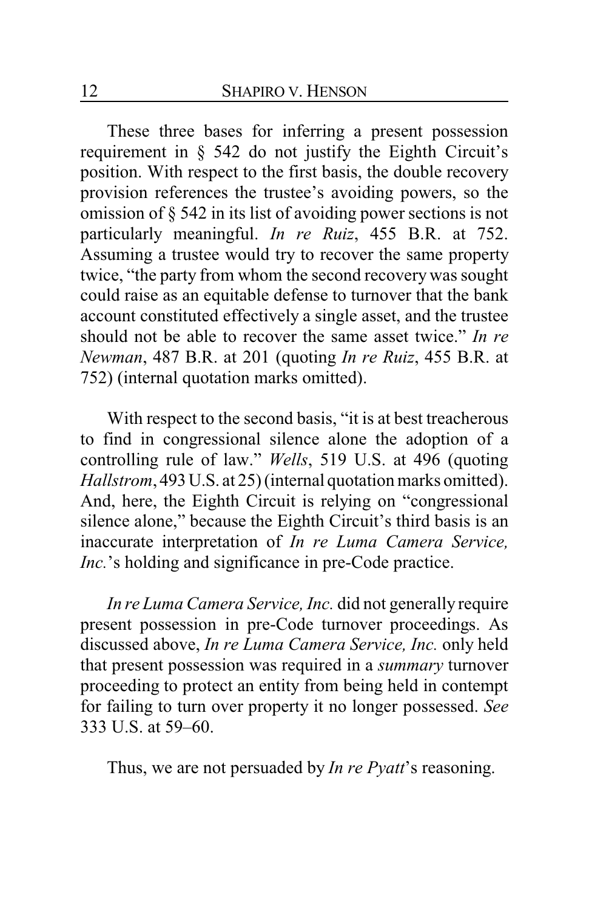These three bases for inferring a present possession requirement in § 542 do not justify the Eighth Circuit's position. With respect to the first basis, the double recovery provision references the trustee's avoiding powers, so the omission of § 542 in its list of avoiding power sections is not particularly meaningful. *In re Ruiz*, 455 B.R. at 752. Assuming a trustee would try to recover the same property twice, "the party from whom the second recovery was sought could raise as an equitable defense to turnover that the bank account constituted effectively a single asset, and the trustee should not be able to recover the same asset twice." *In re Newman*, 487 B.R. at 201 (quoting *In re Ruiz*, 455 B.R. at 752) (internal quotation marks omitted).

With respect to the second basis, "it is at best treacherous to find in congressional silence alone the adoption of a controlling rule of law." *Wells*, 519 U.S. at 496 (quoting *Hallstrom*, 493 U.S. at 25) (internal quotation marks omitted). And, here, the Eighth Circuit is relying on "congressional silence alone," because the Eighth Circuit's third basis is an inaccurate interpretation of *In re Luma Camera Service, Inc.*'s holding and significance in pre-Code practice.

*In re Luma Camera Service, Inc.* did not generally require present possession in pre-Code turnover proceedings. As discussed above, *In re Luma Camera Service, Inc.* only held that present possession was required in a *summary* turnover proceeding to protect an entity from being held in contempt for failing to turn over property it no longer possessed. *See* 333 U.S. at 59–60.

Thus, we are not persuaded by *In re Pyatt*'s reasoning.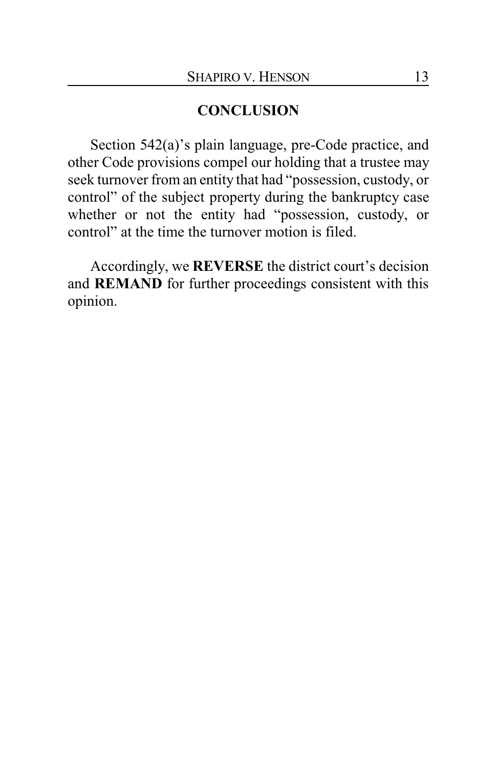## CONCLUSION

Section 542(a)'s plain language, pre-Code practice, and other Code provisions compel our holding that a trustee may seek turnover from an entity that had "possession, custody, or control" of the subject property during the bankruptcy case whether or not the entity had "possession, custody, or control" at the time the turnover motion is filed.

Accordingly, we **REVERSE** the district court's decision and **REMAND** for further proceedings consistent with this opinion.